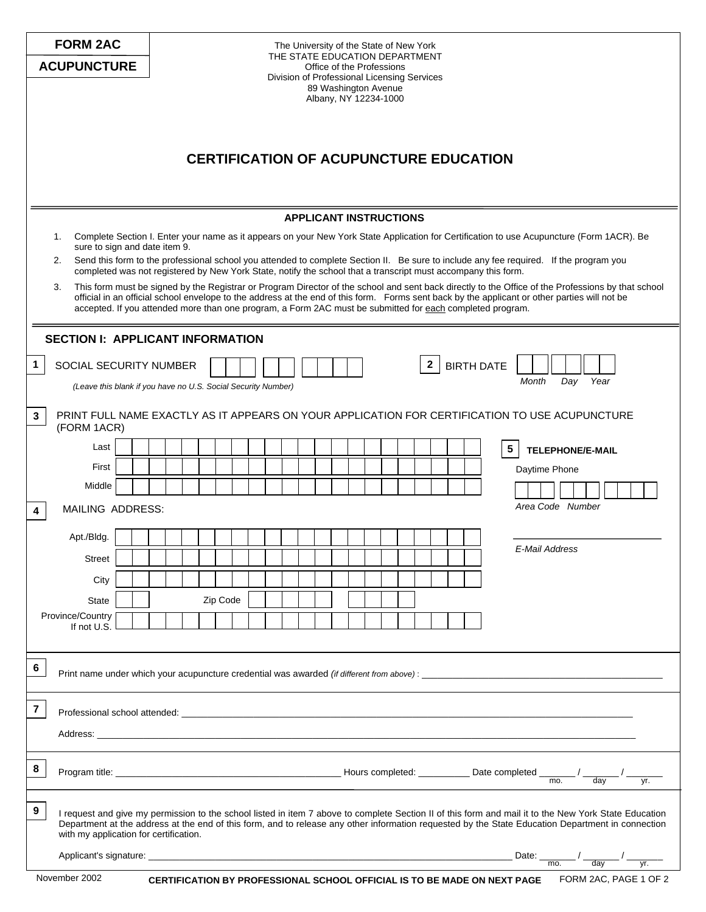**FORM 2AC**

**ACUPUNCTURE**

The University of the State of New York
THE STATE EDUCATION DEPARTMENT
Office of the Professions
Division of Professional Licensing Services
89 Washington Avenue
Albany, NY 12234-1000

# CERTIFICATION OF ACUPUNCTURE EDUCATION

## APPLICANT INSTRUCTIONS

1. Complete Section I. Enter your name as it appears on your New York State Application for Certification to use Acupuncture (Form 1ACR). Be sure to sign and date item 9.
2. Send this form to the professional school you attended to complete Section II. Be sure to include any fee required. If the program you completed was not registered by New York State, notify the school that a transcript must accompany this form.
3. This form must be signed by the Registrar or Program Director of the school and sent back directly to the Office of the Professions by that school official in an official school envelope to the address at the end of this form. Forms sent back by the applicant or other parties will not be accepted. If you attended more than one program, a Form 2AC must be submitted for each completed program.

## SECTION I: APPLICANT INFORMATION

**1** SOCIAL SECURITY NUMBER

*(Leave this blank if you have no U.S. Social Security Number)*

**2** BIRTH DATE

*Month Day Year*

**3** PRINT FULL NAME EXACTLY AS IT APPEARS ON YOUR APPLICATION FOR CERTIFICATION TO USE ACUPUNCTURE (FORM 1ACR)

Last

First

Middle

**4** MAILING ADDRESS:

Apt./Bldg.

Street

City

State Zip Code

Province/Country If not U.S.

**5** **TELEPHONE/E-MAIL**

Daytime Phone

*Area Code Number*

*E-Mail Address*

**6** Print name under which your acupuncture credential was awarded *(if different from above)* : ______________________

**7** Professional school attended: ______________________

Address: ______________________

**8** Program title: ______________________ Hours completed: __________ Date completed _______ / _______ / _______ (mo. / day / yr.)

**9** I request and give my permission to the school listed in item 7 above to complete Section II of this form and mail it to the New York State Education Department at the address at the end of this form, and to release any other information requested by the State Education Department in connection with my application for certification.

Applicant's signature: ______________________ Date: _______ / _______ / _______ (mo. / day / yr.)

November 2002

**CERTIFICATION BY PROFESSIONAL SCHOOL OFFICIAL IS TO BE MADE ON NEXT PAGE**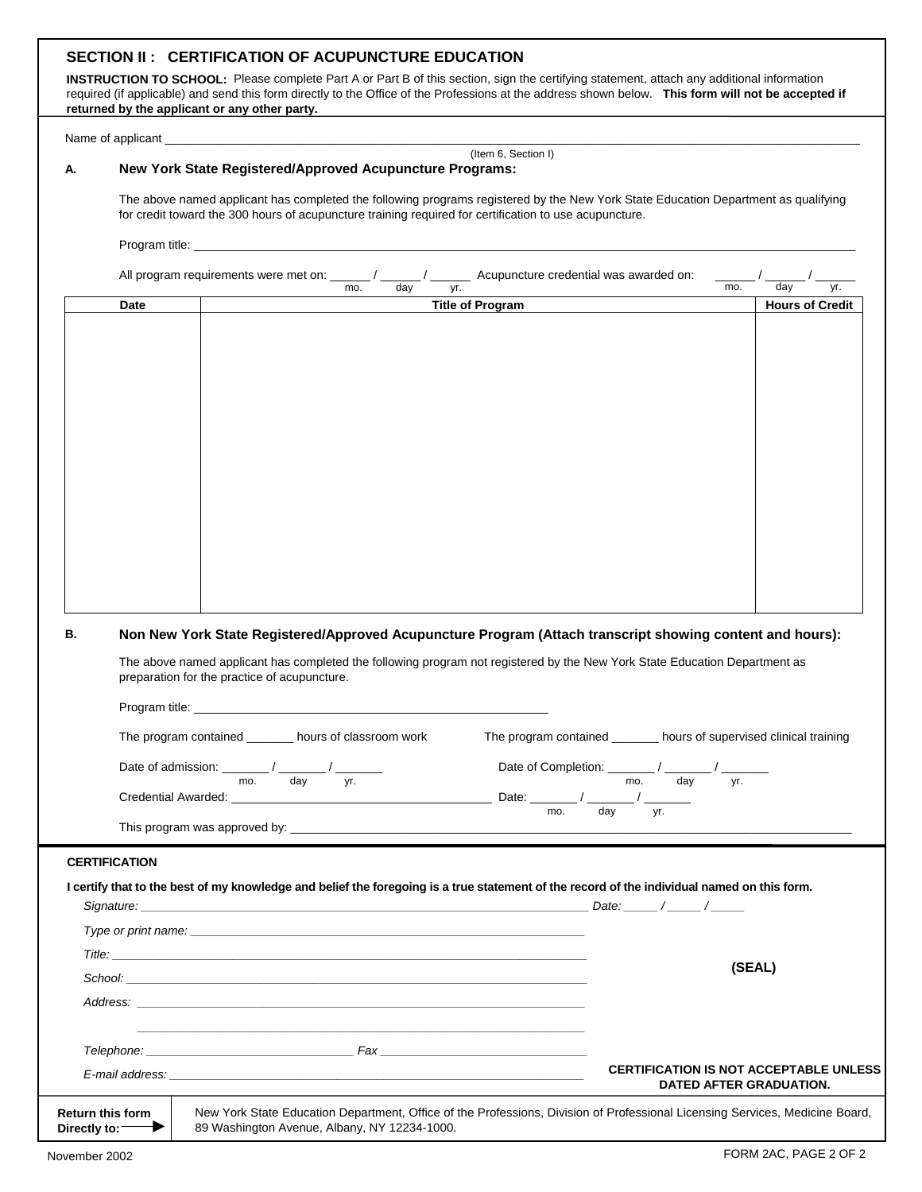## SECTION II : CERTIFICATION OF ACUPUNCTURE EDUCATION

**INSTRUCTION TO SCHOOL:** Please complete Part A or Part B of this section, sign the certifying statement, attach any additional information required (if applicable) and send this form directly to the Office of the Professions at the address shown below. **This form will not be accepted if returned by the applicant or any other party.**

Name of applicant ______________________________________________
(Item 6, Section I)

**A. New York State Registered/Approved Acupuncture Programs:**

The above named applicant has completed the following programs registered by the New York State Education Department as qualifying for credit toward the 300 hours of acupuncture training required for certification to use acupuncture.

Program title: ______________________________________________

All program requirements were met on: ______ / ______ / ______ (mo. day yr.) Acupuncture credential was awarded on: ______ / ______ / ______ (mo. day yr.)

| Date | Title of Program | Hours of Credit |
|---|---|---|
| | | |

**B. Non New York State Registered/Approved Acupuncture Program (Attach transcript showing content and hours):**

The above named applicant has completed the following program not registered by the New York State Education Department as preparation for the practice of acupuncture.

Program title: ______________________________________________

The program contained _______ hours of classroom work The program contained _______ hours of supervised clinical training

Date of admission: _______ / _______ / _______ (mo. day yr.) Date of Completion: _______ / _______ / _______ (mo. day yr.)

Credential Awarded: ______________________________ Date: _______ / _______ / _______ (mo. day yr.)

This program was approved by: ______________________________________________

**CERTIFICATION**

**I certify that to the best of my knowledge and belief the foregoing is a true statement of the record of the individual named on this form.**

*Signature:* ______________________________ *Date:* _____ / _____ / _____

*Type or print name:* ______________________________

*Title:* ______________________________

*School:* ______________________________

*Address:* ______________________________

______________________________

*Telephone:* ______________________________ *Fax* ______________________________

*E-mail address:* ______________________________

**(SEAL)**

**CERTIFICATION IS NOT ACCEPTABLE UNLESS DATED AFTER GRADUATION.**

**Return this form Directly to:** New York State Education Department, Office of the Professions, Division of Professional Licensing Services, Medicine Board, 89 Washington Avenue, Albany, NY 12234-1000.

November 2002 FORM 2AC